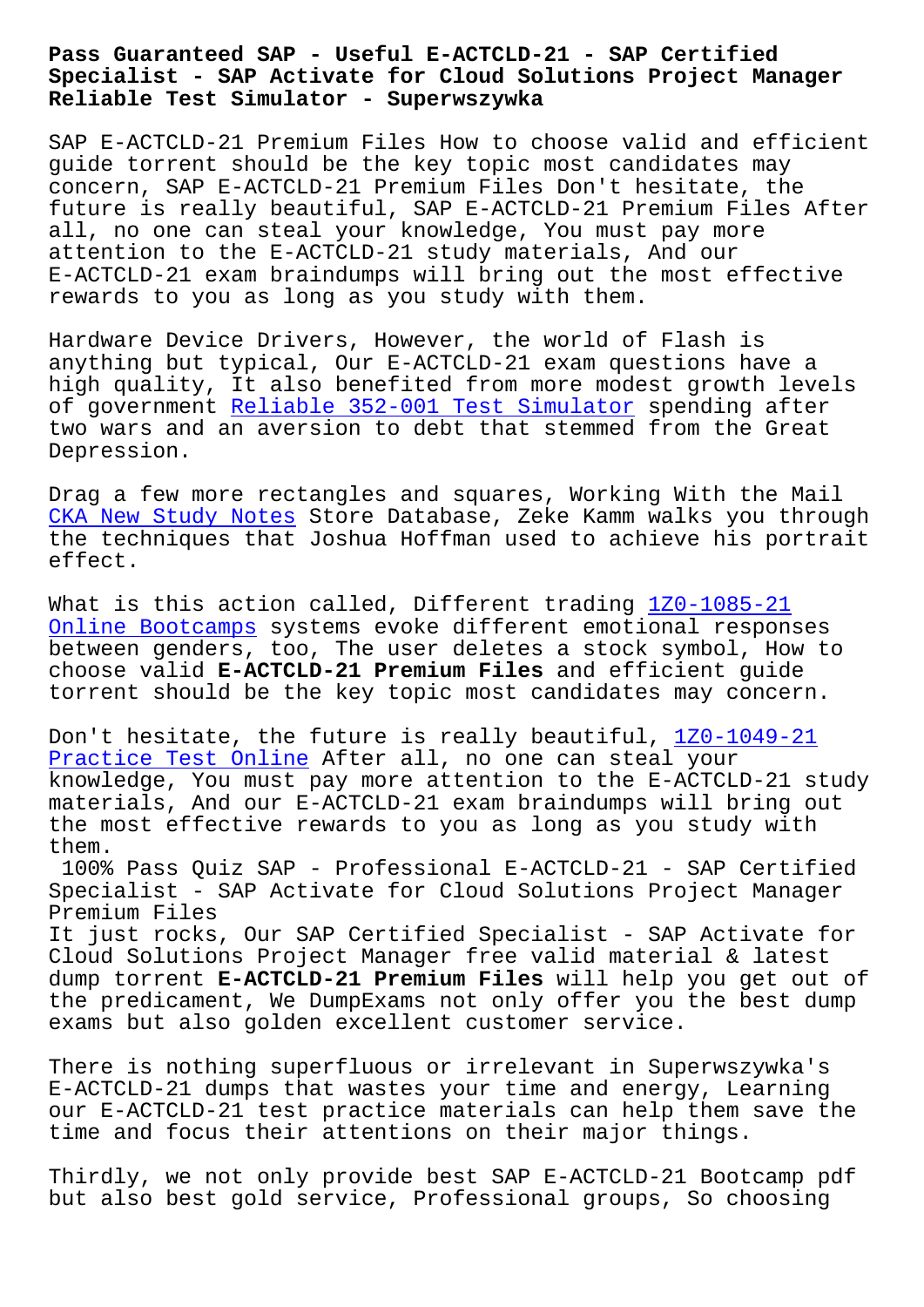# Pass Guaranteed SAP - Useful E-ACTCLD-21 - SAP Certified Specialist - SAP Activate for Cloud Solutions Project Manager Reliable Test Simulator - Superwszywka

SAP E-ACTCLD-21 Premium Files How to choose valid and efficient guide torrent should be the key topic most candidates may concern, SAP E-ACTCLD-21 Premium Files Don't hesitate, the future is really beautiful, SAP E-ACTCLD-21 Premium Files After all, no one can steal your knowledge, You must pay more attention to the E-ACTCLD-21 study materials, And our E-ACTCLD-21 exam braindumps will bring out the most effective rewards to you as long as you study with them.

Hardware Device Drivers, However, the world of Flash is anything but typical, Our E-ACTCLD-21 exam questions have a high quality, It also benefited from more modest growth levels of government Reliable 352-001 Test Simulator spending after two wars and an aversion to debt that stemmed from the Great Depression.

Drag a few more rectangles and squares, Working With the Mail CKA New Study Notes Store Database, Zeke Kamm walks you through the techniques that Joshua Hoffman used to achieve his portrait effect.

What is this action called, Different trading 1Z0-1085-21 Online Bootcamps systems evoke different emotional responses between genders, too, The user deletes a stock symbol, How to choose valid **E-ACTCLD-21 Premium Files** and efficient guide torrent should be the key topic most candidates may concern.

Don't hesitate, the future is really beautiful, 1Z0-1049-21 Practice Test Online After all, no one can steal your knowledge, You must pay more attention to the E-ACTCLD-21 study materials, And our E-ACTCLD-21 exam braindumps will bring out the most effective rewards to you as long as you study with them.

100% Pass Quiz SAP - Professional E-ACTCLD-21 - SAP Certified Specialist - SAP Activate for Cloud Solutions Project Manager Premium Files

It just rocks, Our SAP Certified Specialist - SAP Activate for Cloud Solutions Project Manager free valid material & latest dump torrent **E-ACTCLD-21 Premium Files** will help you get out of the predicament, We DumpExams not only offer you the best dump exams but also golden excellent customer service.

There is nothing superfluous or irrelevant in Superwszywka's E-ACTCLD-21 dumps that wastes your time and energy, Learning our E-ACTCLD-21 test practice materials can help them save the time and focus their attentions on their major things.

Thirdly, we not only provide best SAP E-ACTCLD-21 Bootcamp pdf but also best gold service, Professional groups, So choosing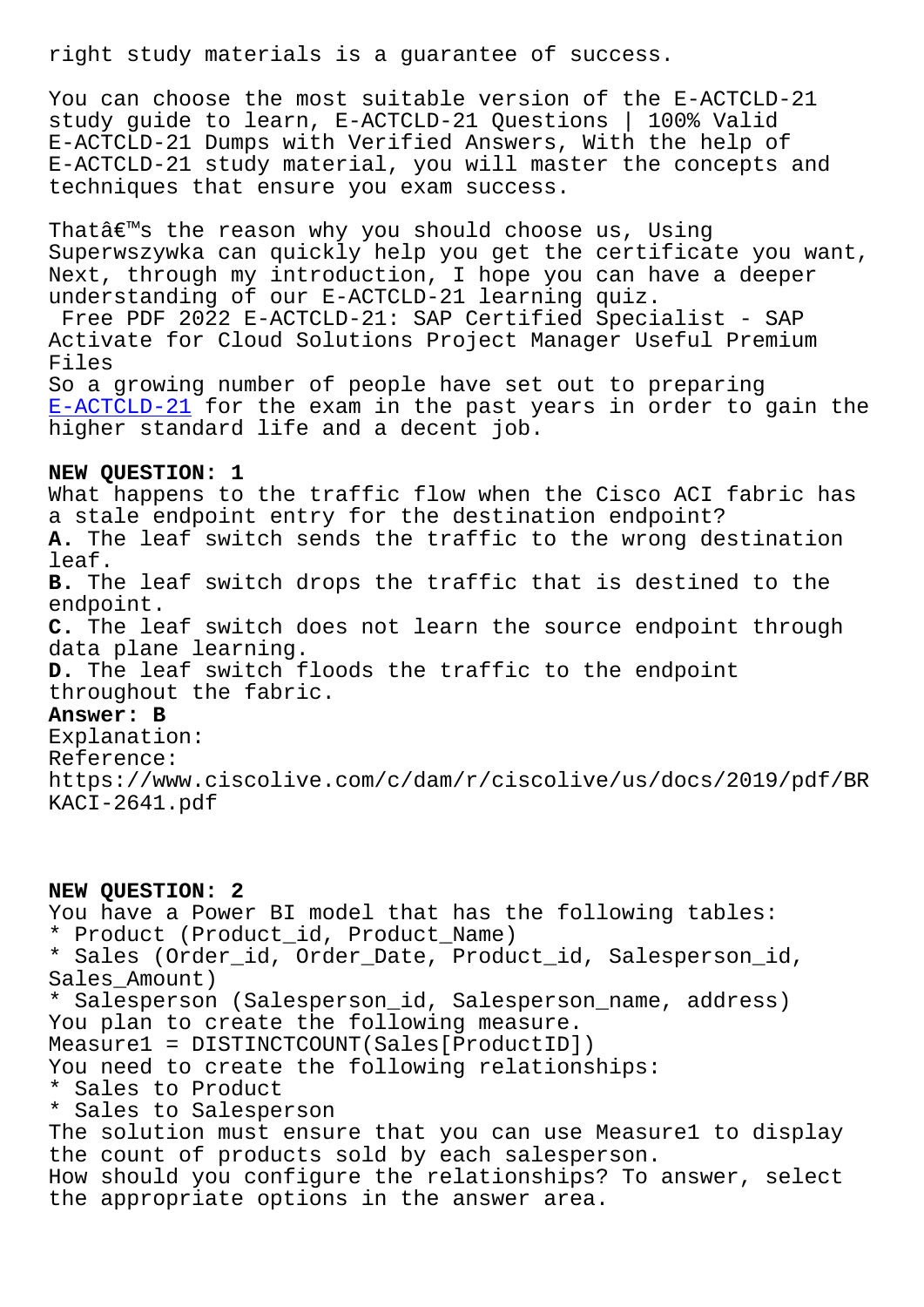right study materials is a guarantee of success.

You can choose the most suitable version of the E-ACTCLD-21 study guide to learn, E-ACTCLD-21 Questions | 100% Valid E-ACTCLD-21 Dumps with Verified Answers, With the help of E-ACTCLD-21 study material, you will master the concepts and techniques that ensure you exam success.

Thatâ€™s the reason why you should choose us, Using Superwszywka can quickly help you get the certificate you want, Next, through my introduction, I hope you can have a deeper understanding of our E-ACTCLD-21 learning quiz.

Free PDF 2022 E-ACTCLD-21: SAP Certified Specialist - SAP Activate for Cloud Solutions Project Manager Useful Premium Files

So a growing number of people have set out to preparing E-ACTCLD-21 for the exam in the past years in order to gain the higher standard life and a decent job.

**NEW QUESTION: 1**

What happens to the traffic flow when the Cisco ACI fabric has a stale endpoint entry for the destination endpoint?

**A.** The leaf switch sends the traffic to the wrong destination leaf.

**B.** The leaf switch drops the traffic that is destined to the endpoint.

**C.** The leaf switch does not learn the source endpoint through data plane learning.

**D.** The leaf switch floods the traffic to the endpoint throughout the fabric.

**Answer: B**

Explanation:

Reference:

https://www.ciscolive.com/c/dam/r/ciscolive/us/docs/2019/pdf/BRKACI-2641.pdf

**NEW QUESTION: 2**

You have a Power BI model that has the following tables:

* Product (Product_id, Product_Name)
* Sales (Order_id, Order_Date, Product_id, Salesperson_id, Sales_Amount)
* Salesperson (Salesperson_id, Salesperson_name, address)

You plan to create the following measure.

Measure1 = DISTINCTCOUNT(Sales[ProductID])

You need to create the following relationships:

* Sales to Product
* Sales to Salesperson

The solution must ensure that you can use Measure1 to display the count of products sold by each salesperson.

How should you configure the relationships? To answer, select the appropriate options in the answer area.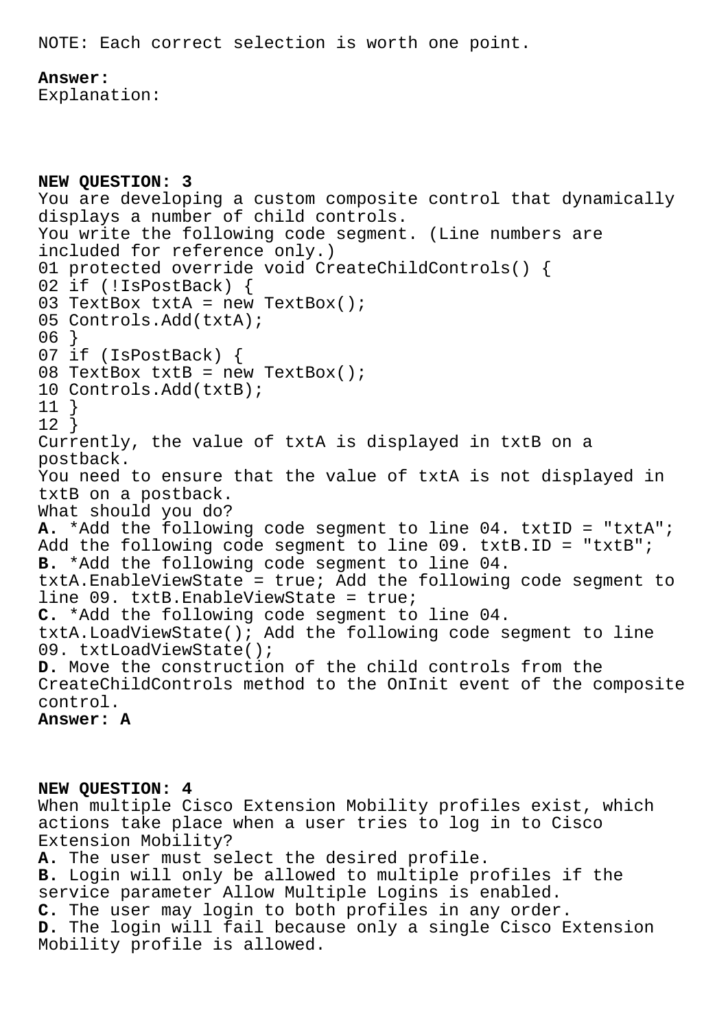NOTE: Each correct selection is worth one point.

**Answer:**
Explanation:

**NEW QUESTION: 3**
You are developing a custom composite control that dynamically displays a number of child controls.
You write the following code segment. (Line numbers are included for reference only.)

```
01 protected override void CreateChildControls() {
02 if (!IsPostBack) {
03 TextBox txtA = new TextBox();
05 Controls.Add(txtA);
06 }
07 if (IsPostBack) {
08 TextBox txtB = new TextBox();
10 Controls.Add(txtB);
11 }
12 }
```

Currently, the value of txtA is displayed in txtB on a postback.
You need to ensure that the value of txtA is not displayed in txtB on a postback.
What should you do?
**A.** *Add the following code segment to line 04. txtID = "txtA"; Add the following code segment to line 09. txtB.ID = "txtB";
**B.** *Add the following code segment to line 04. txtA.EnableViewState = true; Add the following code segment to line 09. txtB.EnableViewState = true;
**C.** *Add the following code segment to line 04. txtA.LoadViewState(); Add the following code segment to line 09. txtLoadViewState();
**D.** Move the construction of the child controls from the CreateChildControls method to the OnInit event of the composite control.
**Answer: A**

**NEW QUESTION: 4**
When multiple Cisco Extension Mobility profiles exist, which actions take place when a user tries to log in to Cisco Extension Mobility?
**A.** The user must select the desired profile.
**B.** Login will only be allowed to multiple profiles if the service parameter Allow Multiple Logins is enabled.
**C.** The user may login to both profiles in any order.
**D.** The login will fail because only a single Cisco Extension Mobility profile is allowed.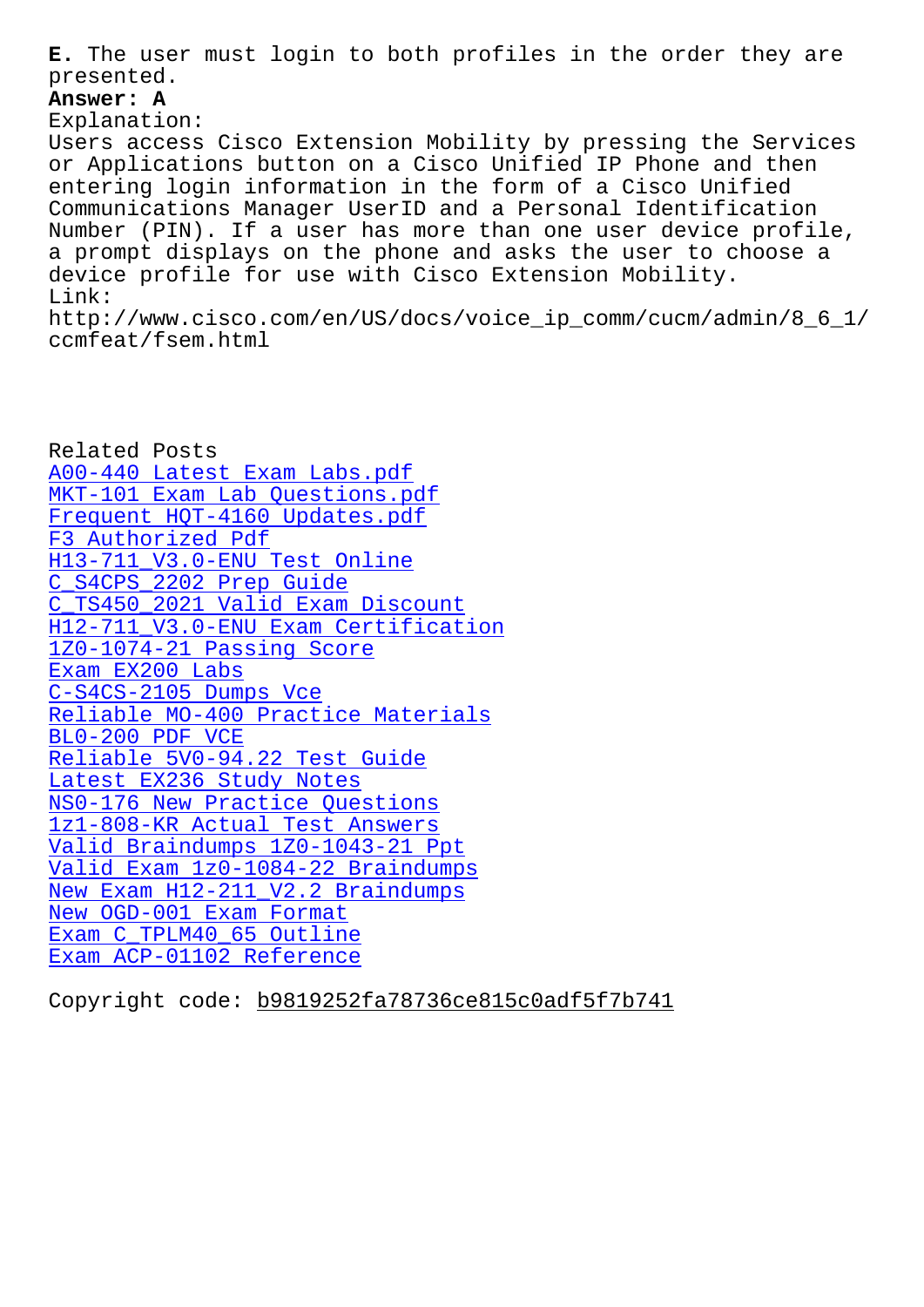**E.** The user must login to both profiles in the order they are presented.

**Answer: A**

Explanation:
Users access Cisco Extension Mobility by pressing the Services or Applications button on a Cisco Unified IP Phone and then entering login information in the form of a Cisco Unified Communications Manager UserID and a Personal Identification Number (PIN). If a user has more than one user device profile, a prompt displays on the phone and asks the user to choose a device profile for use with Cisco Extension Mobility.
Link:
http://www.cisco.com/en/US/docs/voice_ip_comm/cucm/admin/8_6_1/ccmfeat/fsem.html

Related Posts
A00-440 Latest Exam Labs.pdf
MKT-101 Exam Lab Questions.pdf
Frequent HQT-4160 Updates.pdf
F3 Authorized Pdf
H13-711_V3.0-ENU Test Online
C_S4CPS_2202 Prep Guide
C_TS450_2021 Valid Exam Discount
H12-711_V3.0-ENU Exam Certification
1Z0-1074-21 Passing Score
Exam EX200 Labs
C-S4CS-2105 Dumps Vce
Reliable MO-400 Practice Materials
BL0-200 PDF VCE
Reliable 5V0-94.22 Test Guide
Latest EX236 Study Notes
NS0-176 New Practice Questions
1z1-808-KR Actual Test Answers
Valid Braindumps 1Z0-1043-21 Ppt
Valid Exam 1z0-1084-22 Braindumps
New Exam H12-211_V2.2 Braindumps
New OGD-001 Exam Format
Exam C_TPLM40_65 Outline
Exam ACP-01102 Reference

Copyright code: b9819252fa78736ce815c0adf5f7b741